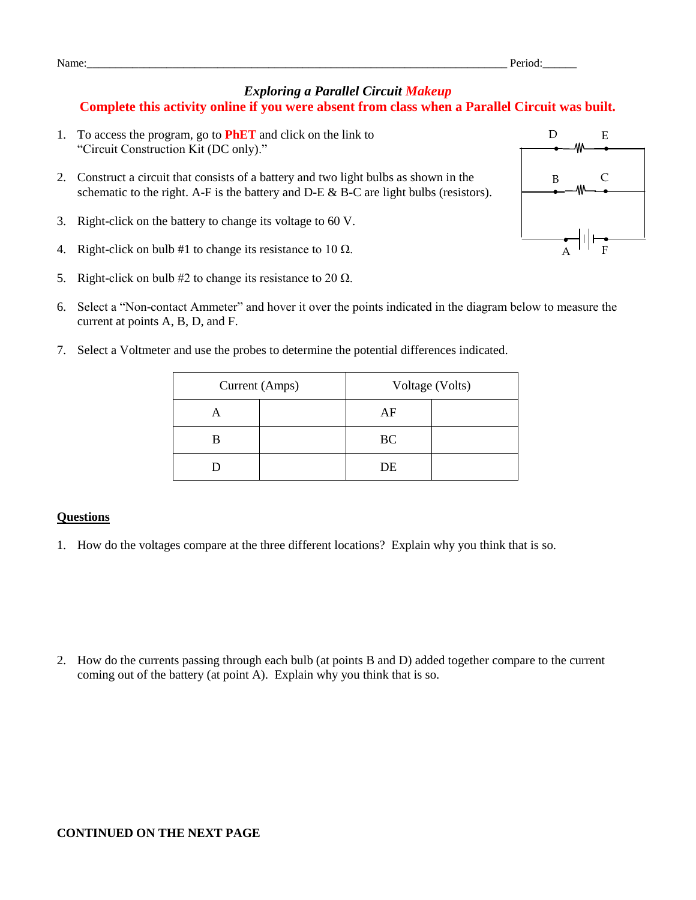Name:________________________________________________________________________________ Period:______

## *Exploring a Parallel Circuit Makeup*

**Complete this activity online if you were absent from class when a Parallel Circuit was built.**

D E

B C

A F

1. To access the program, go to **PhET** and click on the link to "Circuit Construction Kit (DC only)."
2. Construct a circuit that consists of a battery and two light bulbs as shown in the schematic to the right. A-F is the battery and D-E & B-C are light bulbs (resistors).
3. Right-click on the battery to change its voltage to 60 V.
4. Right-click on bulb #1 to change its resistance to 10 Ω.
5. Right-click on bulb #2 to change its resistance to 20 Ω.
6. Select a "Non-contact Ammeter" and hover it over the points indicated in the diagram below to measure the current at points A, B, D, and F.
7. Select a Voltmeter and use the probes to determine the potential differences indicated.

| Current (Amps) | | Voltage (Volts) | |
|---|---|---|---|
| A | | AF | |
| B | | BC | |
| D | | DE | |

### Questions

1. How do the voltages compare at the three different locations? Explain why you think that is so.

2. How do the currents passing through each bulb (at points B and D) added together compare to the current coming out of the battery (at point A). Explain why you think that is so.

**CONTINUED ON THE NEXT PAGE**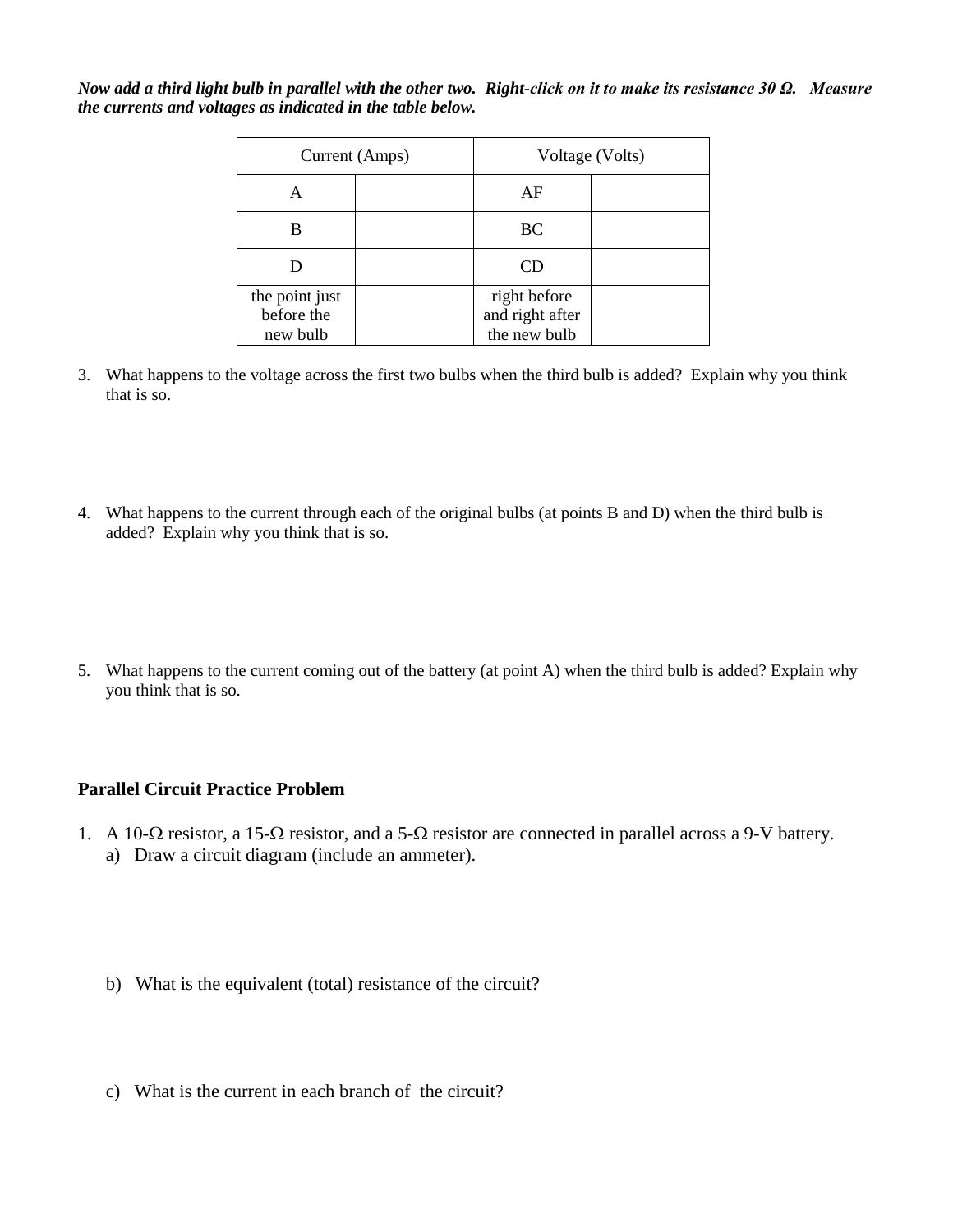***Now add a third light bulb in parallel with the other two. Right-click on it to make its resistance 30 Ω. Measure the currents and voltages as indicated in the table below.***

| Current (Amps) | | Voltage (Volts) | |
|---|---|---|---|
| A | | AF | |
| B | | BC | |
| D | | CD | |
| the point just before the new bulb | | right before and right after the new bulb | |

3. What happens to the voltage across the first two bulbs when the third bulb is added? Explain why you think that is so.

4. What happens to the current through each of the original bulbs (at points B and D) when the third bulb is added? Explain why you think that is so.

5. What happens to the current coming out of the battery (at point A) when the third bulb is added? Explain why you think that is so.

**Parallel Circuit Practice Problem**

1. A 10-Ω resistor, a 15-Ω resistor, and a 5-Ω resistor are connected in parallel across a 9-V battery.
   a) Draw a circuit diagram (include an ammeter).

   b) What is the equivalent (total) resistance of the circuit?

   c) What is the current in each branch of the circuit?